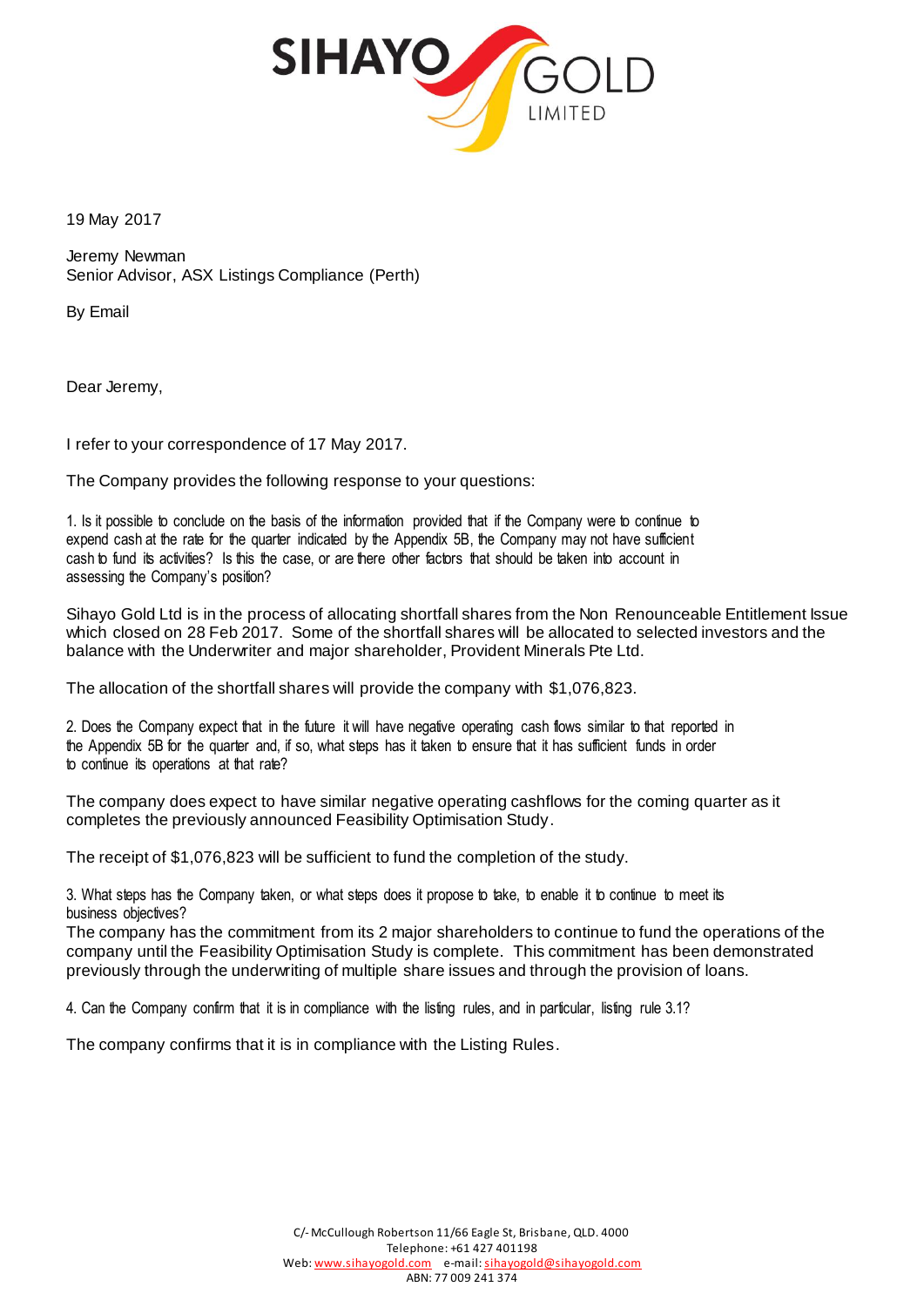19 May 2017

Jeremy Newman
Senior Advisor, ASX Listings Compliance (Perth)

By Email

Dear Jeremy,

I refer to your correspondence of 17 May 2017.

The Company provides the following response to your questions:

1. Is it possible to conclude on the basis of the information provided that if the Company were to continue to expend cash at the rate for the quarter indicated by the Appendix 5B, the Company may not have sufficient cash to fund its activities? Is this the case, or are there other factors that should be taken into account in assessing the Company's position?

Sihayo Gold Ltd is in the process of allocating shortfall shares from the Non Renounceable Entitlement Issue which closed on 28 Feb 2017. Some of the shortfall shares will be allocated to selected investors and the balance with the Underwriter and major shareholder, Provident Minerals Pte Ltd.

The allocation of the shortfall shares will provide the company with $1,076,823.

2. Does the Company expect that in the future it will have negative operating cash flows similar to that reported in the Appendix 5B for the quarter and, if so, what steps has it taken to ensure that it has sufficient funds in order to continue its operations at that rate?

The company does expect to have similar negative operating cashflows for the coming quarter as it completes the previously announced Feasibility Optimisation Study.

The receipt of $1,076,823 will be sufficient to fund the completion of the study.

3. What steps has the Company taken, or what steps does it propose to take, to enable it to continue to meet its business objectives?

The company has the commitment from its 2 major shareholders to continue to fund the operations of the company until the Feasibility Optimisation Study is complete. This commitment has been demonstrated previously through the underwriting of multiple share issues and through the provision of loans.

4. Can the Company confirm that it is in compliance with the listing rules, and in particular, listing rule 3.1?

The company confirms that it is in compliance with the Listing Rules.

C/- McCullough Robertson 11/66 Eagle St, Brisbane, QLD. 4000
Telephone: +61 427 401198
Web: www.sihayogold.com e-mail: sihayogold@sihayogold.com
ABN: 77 009 241 374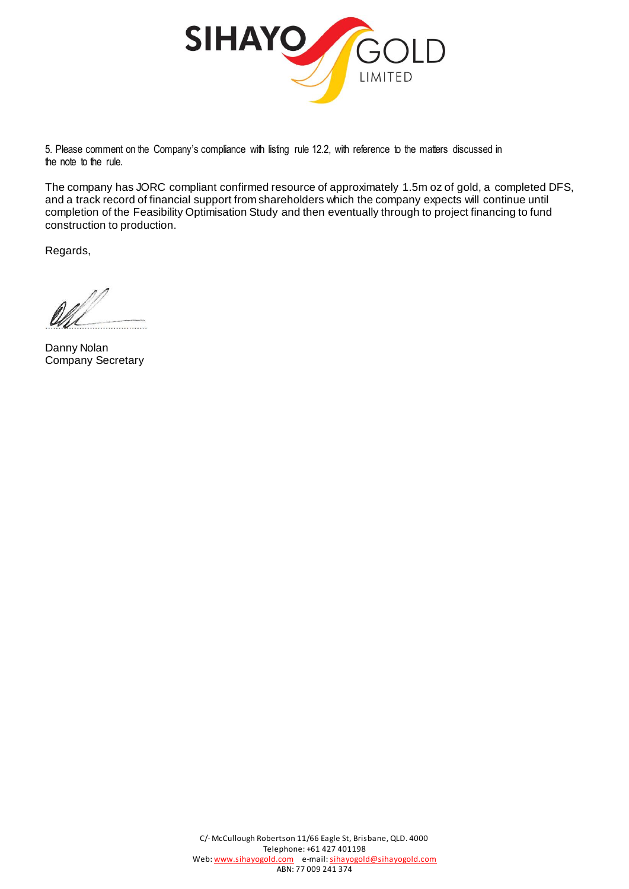5. Please comment on the Company's compliance with listing rule 12.2, with reference to the matters discussed in the note to the rule.

The company has JORC compliant confirmed resource of approximately 1.5m oz of gold, a completed DFS, and a track record of financial support from shareholders which the company expects will continue until completion of the Feasibility Optimisation Study and then eventually through to project financing to fund construction to production.

Regards,

Danny Nolan
Company Secretary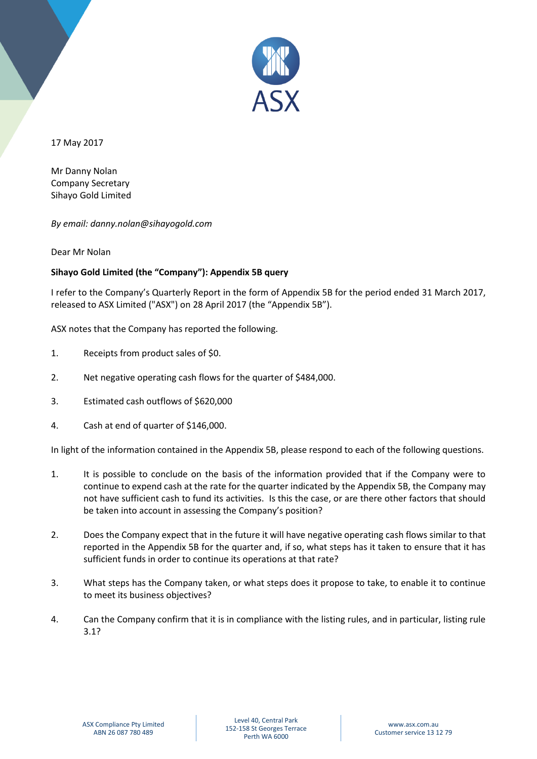17 May 2017

Mr Danny Nolan
Company Secretary
Sihayo Gold Limited

*By email: danny.nolan@sihayogold.com*

Dear Mr Nolan

**Sihayo Gold Limited (the "Company"): Appendix 5B query**

I refer to the Company's Quarterly Report in the form of Appendix 5B for the period ended 31 March 2017, released to ASX Limited ("ASX") on 28 April 2017 (the "Appendix 5B").

ASX notes that the Company has reported the following.

1. Receipts from product sales of $0.
2. Net negative operating cash flows for the quarter of $484,000.
3. Estimated cash outflows of $620,000
4. Cash at end of quarter of $146,000.

In light of the information contained in the Appendix 5B, please respond to each of the following questions.

1. It is possible to conclude on the basis of the information provided that if the Company were to continue to expend cash at the rate for the quarter indicated by the Appendix 5B, the Company may not have sufficient cash to fund its activities. Is this the case, or are there other factors that should be taken into account in assessing the Company's position?
2. Does the Company expect that in the future it will have negative operating cash flows similar to that reported in the Appendix 5B for the quarter and, if so, what steps has it taken to ensure that it has sufficient funds in order to continue its operations at that rate?
3. What steps has the Company taken, or what steps does it propose to take, to enable it to continue to meet its business objectives?
4. Can the Company confirm that it is in compliance with the listing rules, and in particular, listing rule 3.1?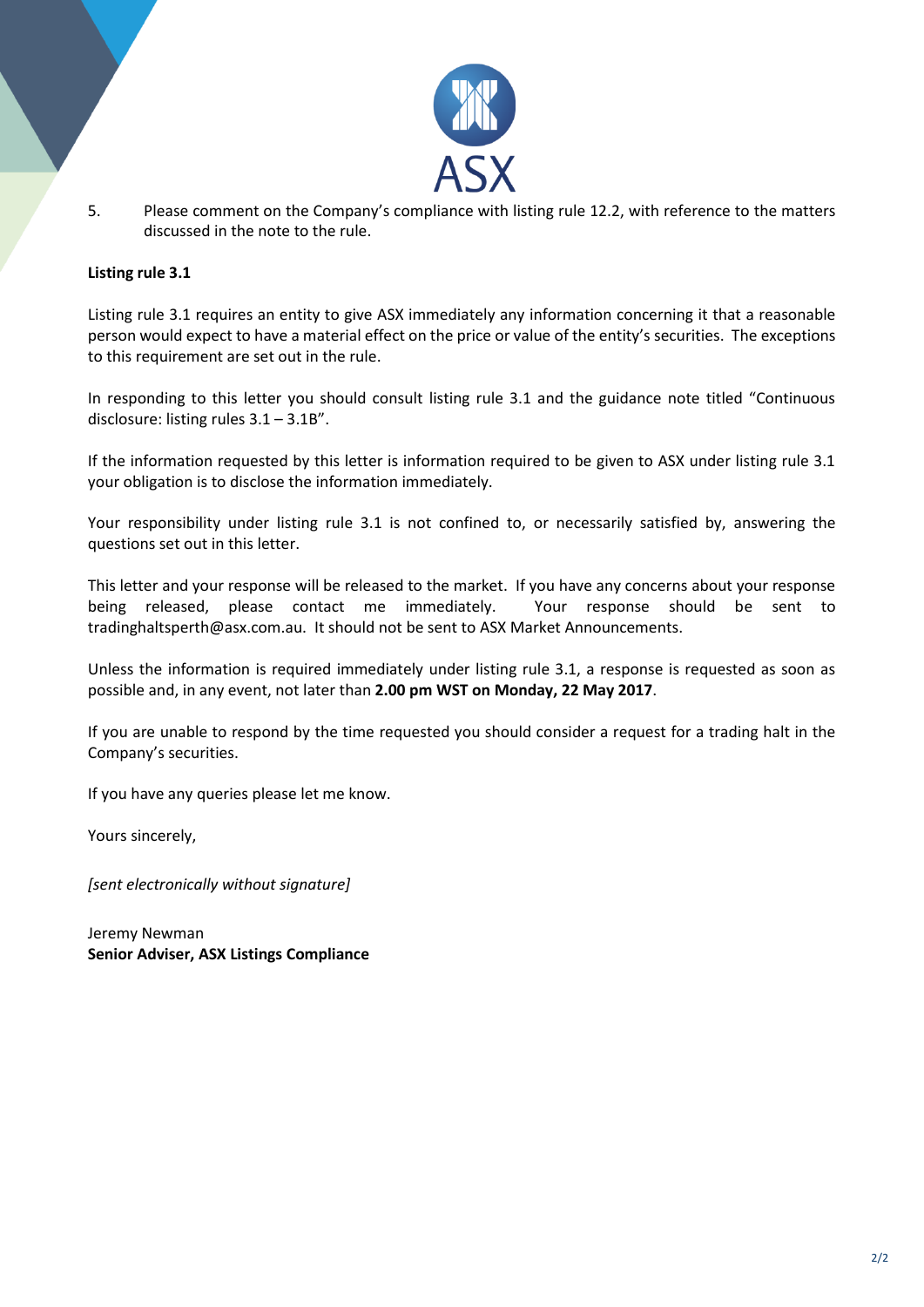5. Please comment on the Company's compliance with listing rule 12.2, with reference to the matters discussed in the note to the rule.

**Listing rule 3.1**

Listing rule 3.1 requires an entity to give ASX immediately any information concerning it that a reasonable person would expect to have a material effect on the price or value of the entity's securities. The exceptions to this requirement are set out in the rule.

In responding to this letter you should consult listing rule 3.1 and the guidance note titled "Continuous disclosure: listing rules 3.1 – 3.1B".

If the information requested by this letter is information required to be given to ASX under listing rule 3.1 your obligation is to disclose the information immediately.

Your responsibility under listing rule 3.1 is not confined to, or necessarily satisfied by, answering the questions set out in this letter.

This letter and your response will be released to the market. If you have any concerns about your response being released, please contact me immediately. Your response should be sent to tradinghaltsperth@asx.com.au. It should not be sent to ASX Market Announcements.

Unless the information is required immediately under listing rule 3.1, a response is requested as soon as possible and, in any event, not later than **2.00 pm WST on Monday, 22 May 2017**.

If you are unable to respond by the time requested you should consider a request for a trading halt in the Company's securities.

If you have any queries please let me know.

Yours sincerely,

*[sent electronically without signature]*

Jeremy Newman
**Senior Adviser, ASX Listings Compliance**